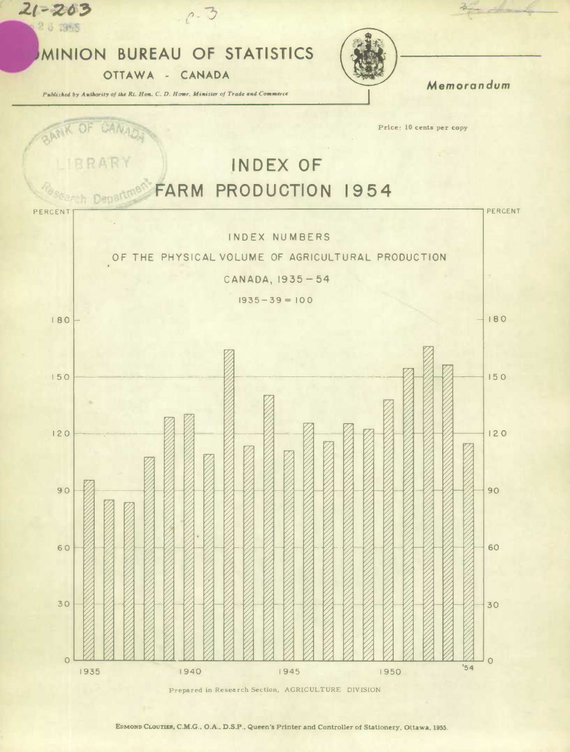21-203

# DOMINION BUREAU OF STATISTICS

OTTAWA - CANADA

*Published by Authority of the Rt. Hon. C. D. Howe, Minister of Trade and Commerce*

***Memorandum***

Price: 10 cents per copy

# INDEX OF FARM PRODUCTION 1954

INDEX NUMBERS

OF THE PHYSICAL VOLUME OF AGRICULTURAL PRODUCTION

CANADA, 1935 – 54

1935 – 39 = 100

Prepared in Research Section, AGRICULTURE DIVISION

EDMOND CLOUTIER, C.M.G., O.A., D.S.P., Queen's Printer and Controller of Stationery, Ottawa, 1955.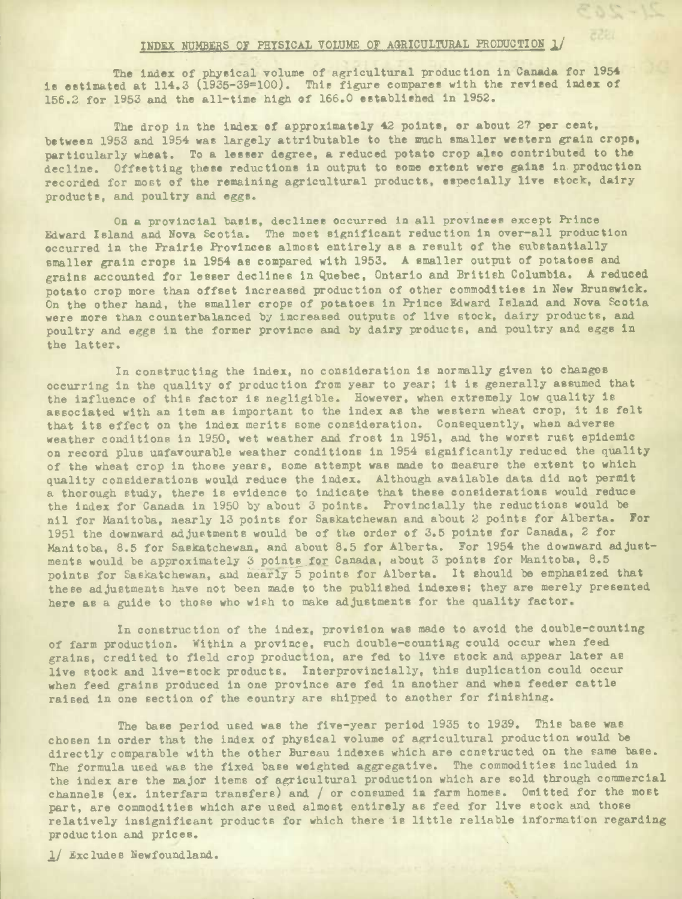## INDEX NUMBERS OF PHYSICAL VOLUME OF AGRICULTURAL PRODUCTION 1/

The index of physical volume of agricultural production in Canada for 1954 is estimated at 114.3 (1935-39=100). This figure compares with the revised index of 156.2 for 1953 and the all-time high of 166.0 established in 1952.

The drop in the index of approximately 42 points, or about 27 per cent, between 1953 and 1954 was largely attributable to the much smaller western grain crops, particularly wheat. To a lesser degree, a reduced potato crop also contributed to the decline. Offsetting these reductions in output to some extent were gains in production recorded for most of the remaining agricultural products, especially live stock, dairy products, and poultry and eggs.

On a provincial basis, declines occurred in all provinces except Prince Edward Island and Nova Scotia. The most significant reduction in over-all production occurred in the Prairie Provinces almost entirely as a result of the substantially smaller grain crops in 1954 as compared with 1953. A smaller output of potatoes and grains accounted for lesser declines in Quebec, Ontario and British Columbia. A reduced potato crop more than offset increased production of other commodities in New Brunswick. On the other hand, the smaller crops of potatoes in Prince Edward Island and Nova Scotia were more than counterbalanced by increased outputs of live stock, dairy products, and poultry and eggs in the former province and by dairy products, and poultry and eggs in the latter.

In constructing the index, no consideration is normally given to changes occurring in the quality of production from year to year; it is generally assumed that the influence of this factor is negligible. However, when extremely low quality is associated with an item as important to the index as the western wheat crop, it is felt that its effect on the index merits some consideration. Consequently, when adverse weather conditions in 1950, wet weather and frost in 1951, and the worst rust epidemic on record plus unfavourable weather conditions in 1954 significantly reduced the quality of the wheat crop in those years, some attempt was made to measure the extent to which quality considerations would reduce the index. Although available data did not permit a thorough study, there is evidence to indicate that these considerations would reduce the index for Canada in 1950 by about 3 points. Provincially the reductions would be nil for Manitoba, nearly 13 points for Saskatchewan and about 2 points for Alberta. For 1951 the downward adjustments would be of the order of 3.5 points for Canada, 2 for Manitoba, 8.5 for Saskatchewan, and about 8.5 for Alberta. For 1954 the downward adjustments would be approximately 3 points for Canada, about 3 points for Manitoba, 8.5 points for Saskatchewan, and nearly 5 points for Alberta. It should be emphasized that these adjustments have not been made to the published indexes; they are merely presented here as a guide to those who wish to make adjustments for the quality factor.

In construction of the index, provision was made to avoid the double-counting of farm production. Within a province, such double-counting could occur when feed grains, credited to field crop production, are fed to live stock and appear later as live stock and live-stock products. Interprovincially, this duplication could occur when feed grains produced in one province are fed in another and when feeder cattle raised in one section of the country are shipped to another for finishing.

The base period used was the five-year period 1935 to 1939. This base was chosen in order that the index of physical volume of agricultural production would be directly comparable with the other Bureau indexes which are constructed on the same base. The formula used was the fixed base weighted aggregative. The commodities included in the index are the major items of agricultural production which are sold through commercial channels (ex. interfarm transfers) and / or consumed in farm homes. Omitted for the most part, are commodities which are used almost entirely as feed for live stock and those relatively insignificant products for which there is little reliable information regarding production and prices.

1/ Excludes Newfoundland.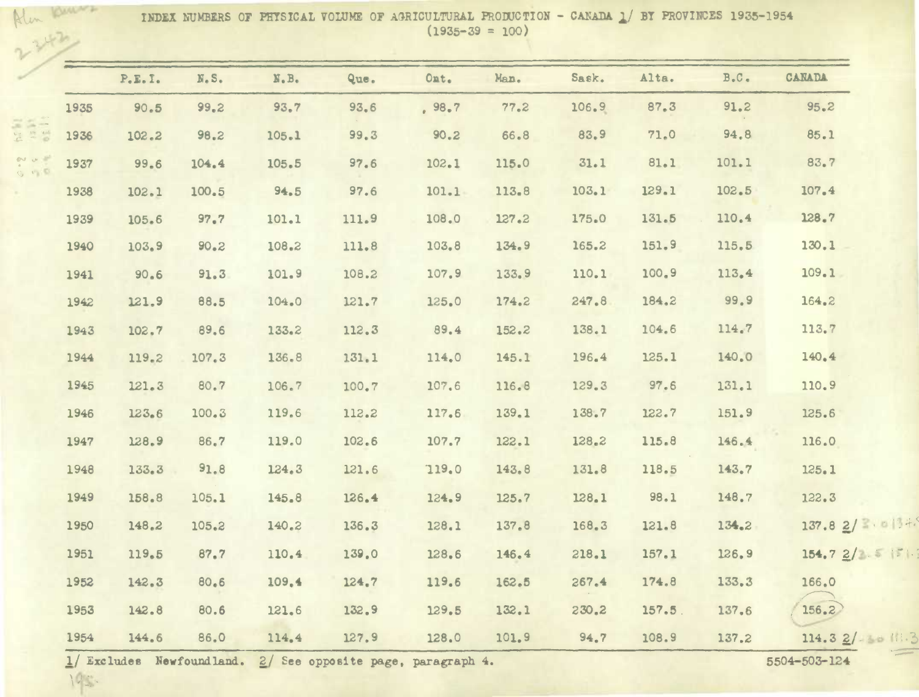# INDEX NUMBERS OF PHYSICAL VOLUME OF AGRICULTURAL PRODUCTION - CANADA 1/ BY PROVINCES 1935-1954

(1935-39 = 100)

| | P.E.I. | N.S. | N.B. | Que. | Ont. | Man. | Sask. | Alta. | B.C. | CANADA |
|---|---|---|---|---|---|---|---|---|---|---|
| 1935 | 90.5 | 99.2 | 93.7 | 93.6 | 98.7 | 77.2 | 106.9 | 87.3 | 91.2 | 95.2 |
| 1936 | 102.2 | 98.2 | 105.1 | 99.3 | 90.2 | 66.8 | 83.9 | 71.0 | 94.8 | 85.1 |
| 1937 | 99.6 | 104.4 | 105.5 | 97.6 | 102.1 | 115.0 | 31.1 | 81.1 | 101.1 | 83.7 |
| 1938 | 102.1 | 100.5 | 94.5 | 97.6 | 101.1 | 113.8 | 103.1 | 129.1 | 102.5 | 107.4 |
| 1939 | 105.6 | 97.7 | 101.1 | 111.9 | 108.0 | 127.2 | 175.0 | 131.5 | 110.4 | 128.7 |
| 1940 | 103.9 | 90.2 | 108.2 | 111.8 | 103.8 | 134.9 | 165.2 | 151.9 | 115.5 | 130.1 |
| 1941 | 90.6 | 91.3 | 101.9 | 108.2 | 107.9 | 133.9 | 110.1 | 100.9 | 113.4 | 109.1 |
| 1942 | 121.9 | 88.5 | 104.0 | 121.7 | 125.0 | 174.2 | 247.8 | 184.2 | 99.9 | 164.2 |
| 1943 | 102.7 | 89.6 | 133.2 | 112.3 | 89.4 | 152.2 | 138.1 | 104.6 | 114.7 | 113.7 |
| 1944 | 119.2 | 107.3 | 136.8 | 131.1 | 114.0 | 145.1 | 196.4 | 125.1 | 140.0 | 140.4 |
| 1945 | 121.3 | 80.7 | 106.7 | 100.7 | 107.6 | 116.8 | 129.3 | 97.6 | 131.1 | 110.9 |
| 1946 | 123.6 | 100.3 | 119.6 | 112.2 | 117.6 | 139.1 | 138.7 | 122.7 | 151.9 | 125.6 |
| 1947 | 128.9 | 86.7 | 119.0 | 102.6 | 107.7 | 122.1 | 128.2 | 115.8 | 146.4 | 116.0 |
| 1948 | 133.3 | 91.8 | 124.3 | 121.6 | 119.0 | 143.8 | 131.8 | 118.5 | 143.7 | 125.1 |
| 1949 | 158.8 | 105.1 | 145.8 | 126.4 | 124.9 | 125.7 | 128.1 | 98.1 | 148.7 | 122.3 |
| 1950 | 148.2 | 105.2 | 140.2 | 136.3 | 128.1 | 137.8 | 168.3 | 121.8 | 134.2 | 137.8 2/ |
| 1951 | 119.5 | 87.7 | 110.4 | 139.0 | 128.6 | 146.4 | 218.1 | 157.1 | 126.9 | 154.7 2/ |
| 1952 | 142.3 | 80.6 | 109.4 | 124.7 | 119.6 | 162.5 | 267.4 | 174.8 | 133.3 | 166.0 |
| 1953 | 142.8 | 80.6 | 121.6 | 132.9 | 129.5 | 132.1 | 230.2 | 157.5 | 137.6 | 156.2 |
| 1954 | 144.6 | 86.0 | 114.4 | 127.9 | 128.0 | 101.9 | 94.7 | 108.9 | 137.2 | 114.3 2/ |

1/ Excludes Newfoundland. 2/ See opposite page, paragraph 4.

5504-503-124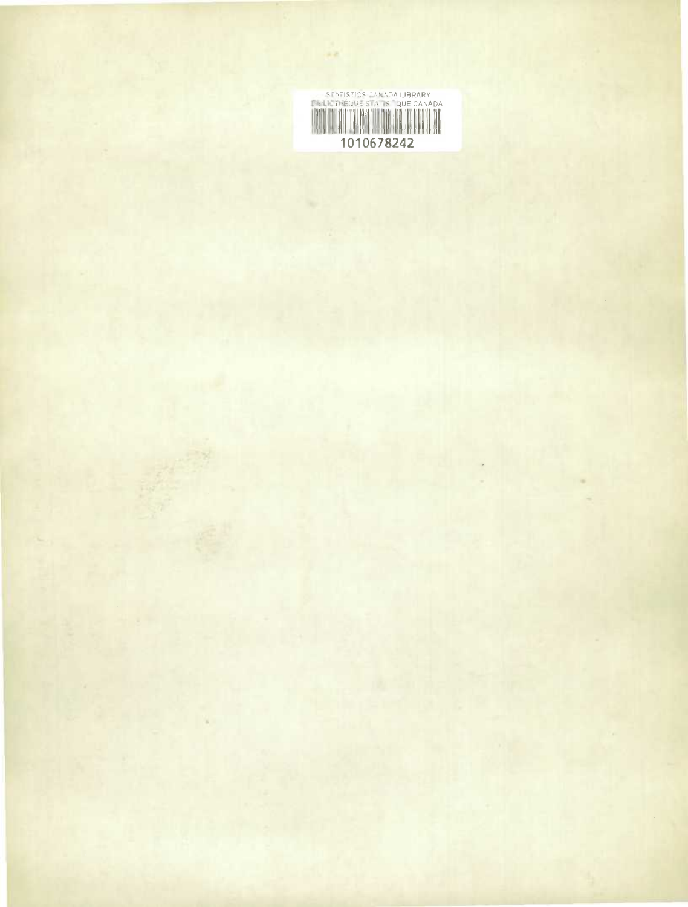STATISTICS CANADA LIBRARY
BIBLIOTHEQUE STATISTIQUE CANADA

1010678242